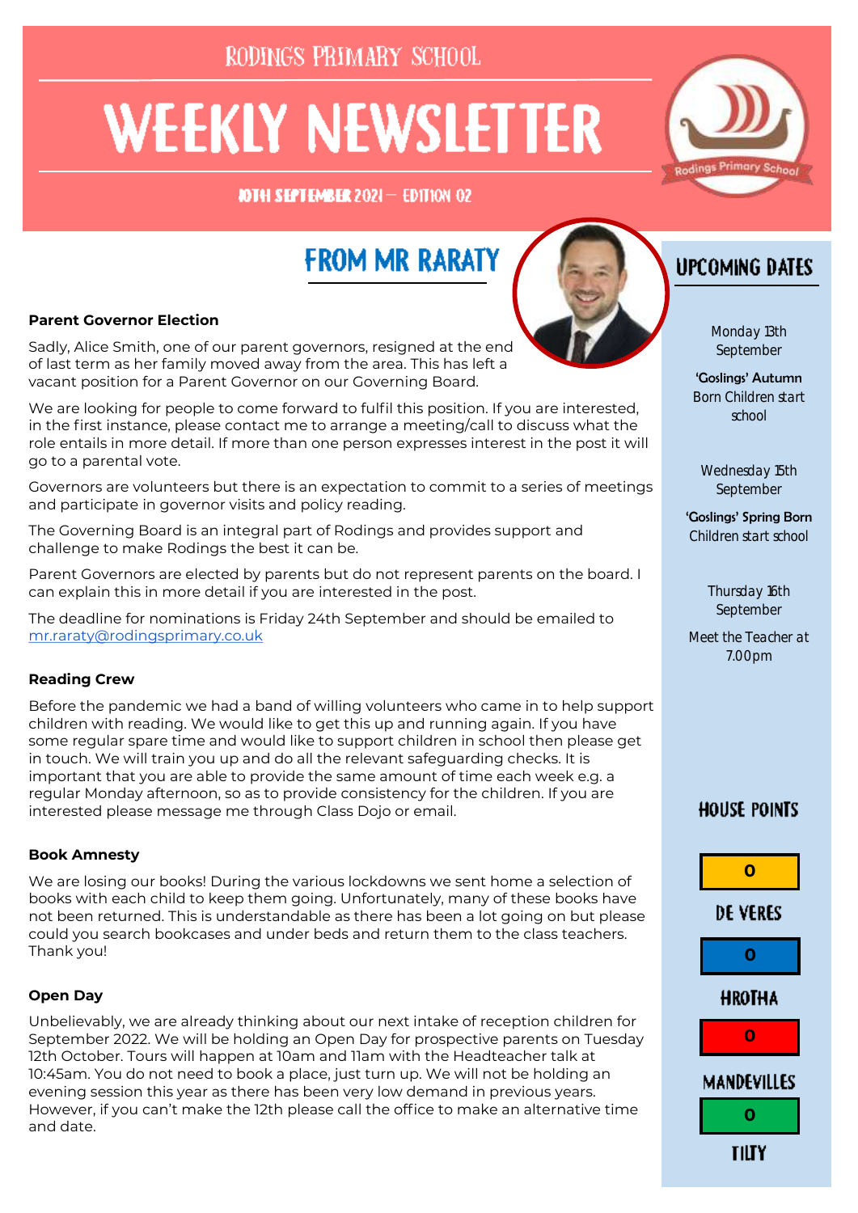RODINGS PRIMARY SCHOOL

# WEEKLY NEWSLETTER

10TH SEPTEMBER 2021 — EDITION 02

## FROM MR RARATY

**Parent Governor Election**

Sadly, Alice Smith, one of our parent governors, resigned at the end of last term as her family moved away from the area. This has left a vacant position for a Parent Governor on our Governing Board.

We are looking for people to come forward to fulfil this position. If you are interested, in the first instance, please contact me to arrange a meeting/call to discuss what the role entails in more detail. If more than one person expresses interest in the post it will go to a parental vote.

Governors are volunteers but there is an expectation to commit to a series of meetings and participate in governor visits and policy reading.

The Governing Board is an integral part of Rodings and provides support and challenge to make Rodings the best it can be.

Parent Governors are elected by parents but do not represent parents on the board. I can explain this in more detail if you are interested in the post.

The deadline for nominations is Friday 24th September and should be emailed to mr.raraty@rodingsprimary.co.uk

**Reading Crew**

Before the pandemic we had a band of willing volunteers who came in to help support children with reading. We would like to get this up and running again. If you have some regular spare time and would like to support children in school then please get in touch. We will train you up and do all the relevant safeguarding checks. It is important that you are able to provide the same amount of time each week e.g. a regular Monday afternoon, so as to provide consistency for the children. If you are interested please message me through Class Dojo or email.

**Book Amnesty**

We are losing our books! During the various lockdowns we sent home a selection of books with each child to keep them going. Unfortunately, many of these books have not been returned. This is understandable as there has been a lot going on but please could you search bookcases and under beds and return them to the class teachers. Thank you!

**Open Day**

Unbelievably, we are already thinking about our next intake of reception children for September 2022. We will be holding an Open Day for prospective parents on Tuesday 12th October. Tours will happen at 10am and 11am with the Headteacher talk at 10:45am. You do not need to book a place, just turn up. We will not be holding an evening session this year as there has been very low demand in previous years. However, if you can't make the 12th please call the office to make an alternative time and date.

## UPCOMING DATES

Monday 13th September

'Goslings' Autumn Born Children start school

Wednesday 15th September

'Goslings' Spring Born Children start school

Thursday 16th September

Meet the Teacher at 7.00pm

## HOUSE POINTS

| House | Points |
|---|---|
| DE VERES | 0 |
| HROTHA | 0 |
| MANDEVILLES | 0 |
| TILTY | 0 |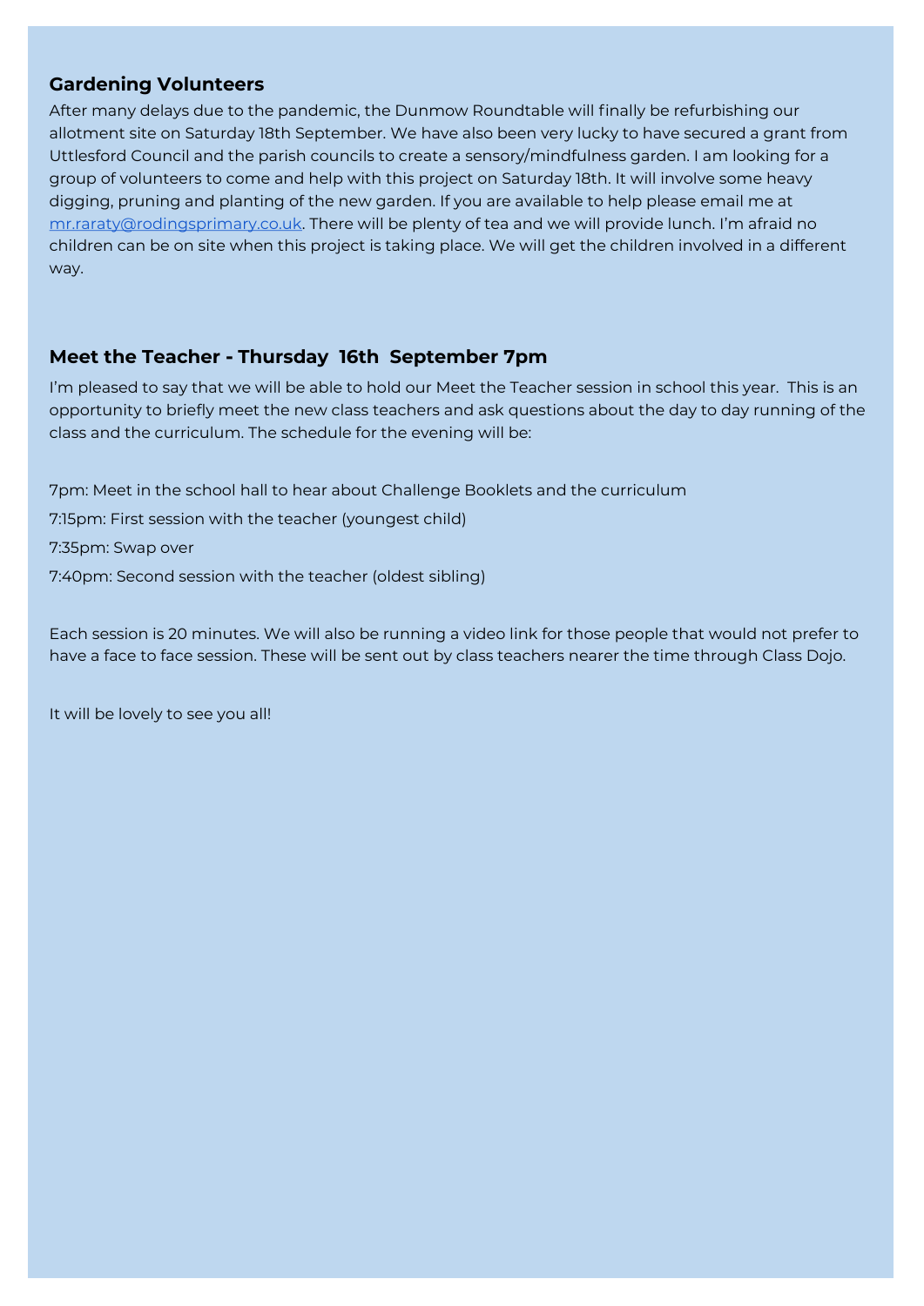## Gardening Volunteers

After many delays due to the pandemic, the Dunmow Roundtable will finally be refurbishing our allotment site on Saturday 18th September. We have also been very lucky to have secured a grant from Uttlesford Council and the parish councils to create a sensory/mindfulness garden. I am looking for a group of volunteers to come and help with this project on Saturday 18th. It will involve some heavy digging, pruning and planting of the new garden. If you are available to help please email me at mr.raraty@rodingsprimary.co.uk. There will be plenty of tea and we will provide lunch. I'm afraid no children can be on site when this project is taking place. We will get the children involved in a different way.

## Meet the Teacher - Thursday 16th September 7pm

I'm pleased to say that we will be able to hold our Meet the Teacher session in school this year. This is an opportunity to briefly meet the new class teachers and ask questions about the day to day running of the class and the curriculum. The schedule for the evening will be:

7pm: Meet in the school hall to hear about Challenge Booklets and the curriculum

7:15pm: First session with the teacher (youngest child)

7:35pm: Swap over

7:40pm: Second session with the teacher (oldest sibling)

Each session is 20 minutes. We will also be running a video link for those people that would not prefer to have a face to face session. These will be sent out by class teachers nearer the time through Class Dojo.

It will be lovely to see you all!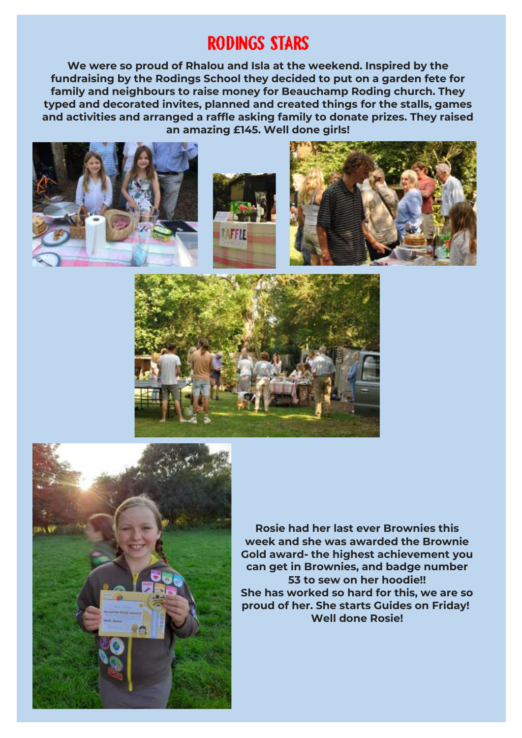# RODINGS STARS

**We were so proud of Rhalou and Isla at the weekend. Inspired by the fundraising by the Rodings School they decided to put on a garden fete for family and neighbours to raise money for Beauchamp Roding church. They typed and decorated invites, planned and created things for the stalls, games and activities and arranged a raffle asking family to donate prizes. They raised an amazing £145. Well done girls!**

**Rosie had her last ever Brownies this week and she was awarded the Brownie Gold award- the highest achievement you can get in Brownies, and badge number 53 to sew on her hoodie!!**
**She has worked so hard for this, we are so proud of her. She starts Guides on Friday!**
**Well done Rosie!**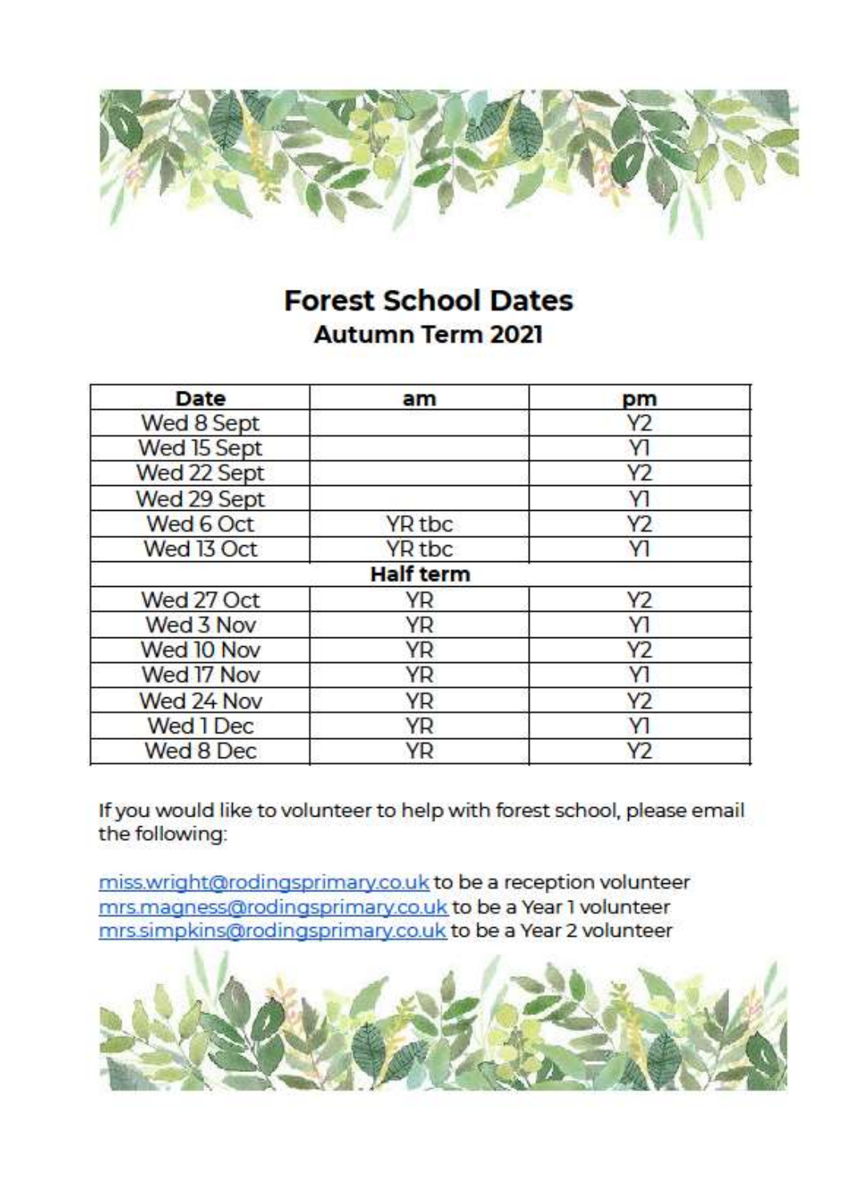# Forest School Dates

## Autumn Term 2021

| Date | am | pm |
|---|---|---|
| Wed 8 Sept | | Y2 |
| Wed 15 Sept | | Y1 |
| Wed 22 Sept | | Y2 |
| Wed 29 Sept | | Y1 |
| Wed 6 Oct | YR tbc | Y2 |
| Wed 13 Oct | YR tbc | Y1 |
| **Half term** | | |
| Wed 27 Oct | YR | Y2 |
| Wed 3 Nov | YR | Y1 |
| Wed 10 Nov | YR | Y2 |
| Wed 17 Nov | YR | Y1 |
| Wed 24 Nov | YR | Y2 |
| Wed 1 Dec | YR | Y1 |
| Wed 8 Dec | YR | Y2 |

If you would like to volunteer to help with forest school, please email the following:

miss.wright@rodingsprimary.co.uk to be a reception volunteer
mrs.magness@rodingsprimary.co.uk to be a Year 1 volunteer
mrs.simpkins@rodingsprimary.co.uk to be a Year 2 volunteer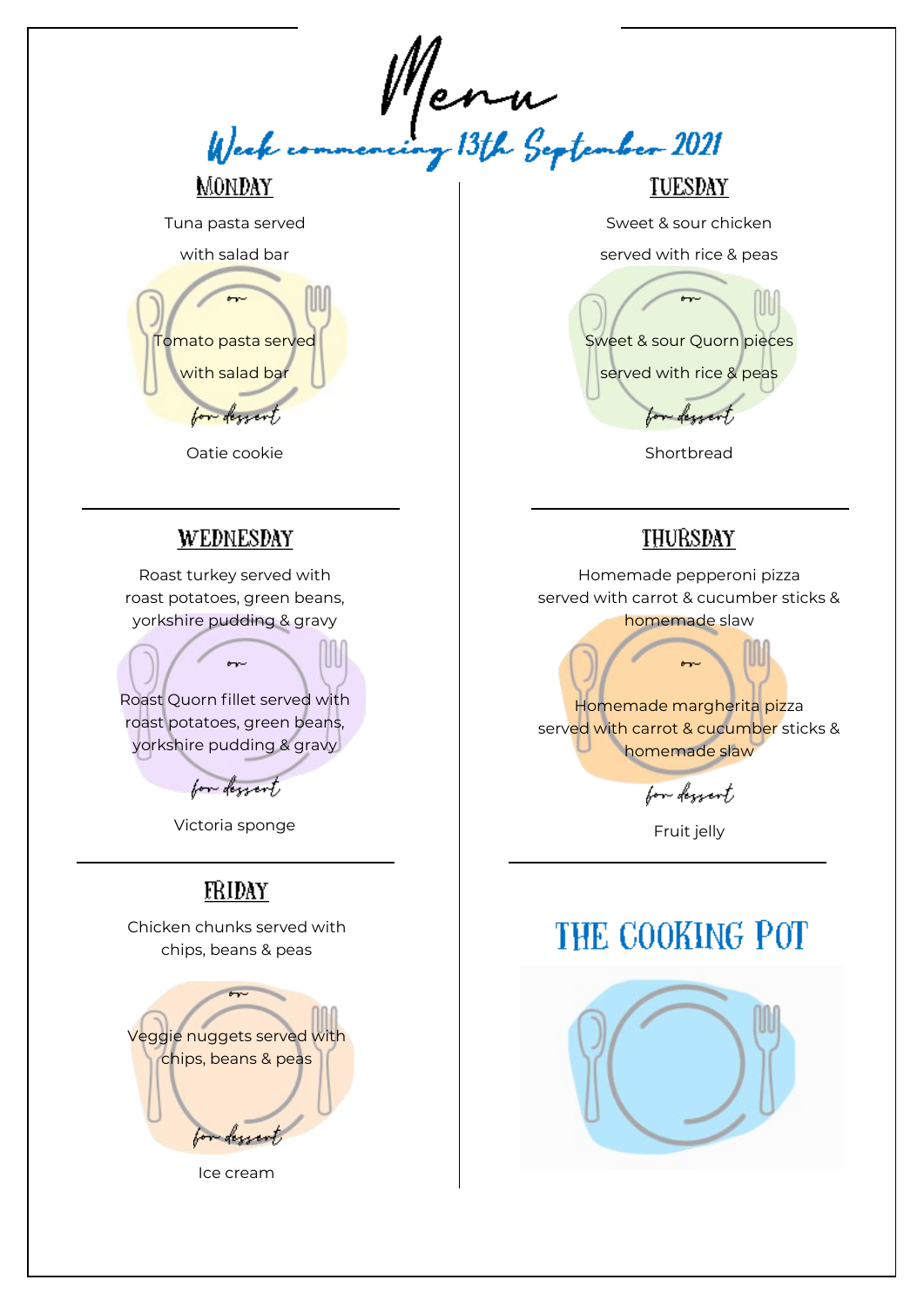# Menu

## Week commencing 13th September 2021

### MONDAY

Tuna pasta served with salad bar

*or*

Tomato pasta served with salad bar

*for dessert*

Oatie cookie

### TUESDAY

Sweet & sour chicken served with rice & peas

*or*

Sweet & sour Quorn pieces served with rice & peas

*for dessert*

Shortbread

### WEDNESDAY

Roast turkey served with roast potatoes, green beans, yorkshire pudding & gravy

*or*

Roast Quorn fillet served with roast potatoes, green beans, yorkshire pudding & gravy

*for dessert*

Victoria sponge

### THURSDAY

Homemade pepperoni pizza served with carrot & cucumber sticks & homemade slaw

*or*

Homemade margherita pizza served with carrot & cucumber sticks & homemade slaw

*for dessert*

Fruit jelly

### FRIDAY

Chicken chunks served with chips, beans & peas

*or*

Veggie nuggets served with chips, beans & peas

*for dessert*

Ice cream

## THE COOKING POT